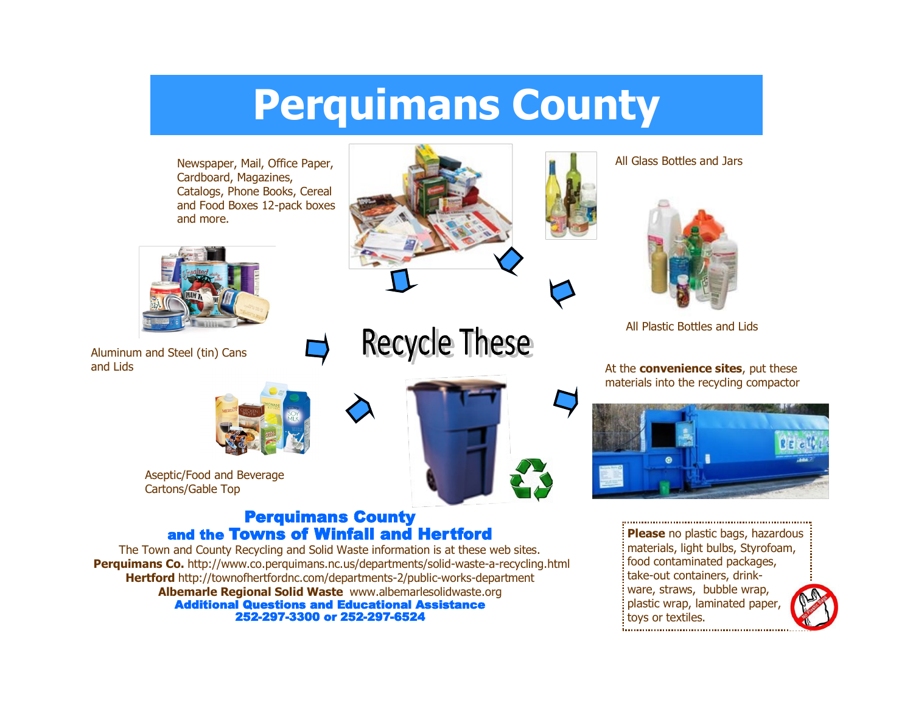# Perquimans County

Newspaper, Mail, Office Paper, Cardboard, Magazines, Catalogs, Phone Books, Cereal and Food Boxes 12-pack boxes and more.

All Glass Bottles and Jars

All Plastic Bottles and Lids

Aluminum and Steel (tin) Cans and Lids

## Recycle These

Aseptic/Food and Beverage Cartons/Gable Top

At the **convenience sites**, put these materials into the recycling compactor

**Please** no plastic bags, hazardous materials, light bulbs, Styrofoam, food contaminated packages, take-out containers, drink-ware, straws, bubble wrap, plastic wrap, laminated paper, toys or textiles.

### Perquimans County and the Towns of Winfall and Hertford

The Town and County Recycling and Solid Waste information is at these web sites.

**Perquimans Co.** http://www.co.perquimans.nc.us/departments/solid-waste-a-recycling.html

**Hertford** http://townofhertfordnc.com/departments-2/public-works-department

**Albemarle Regional Solid Waste** www.albemarlesolidwaste.org

**Additional Questions and Educational Assistance**

**252-297-3300 or 252-297-6524**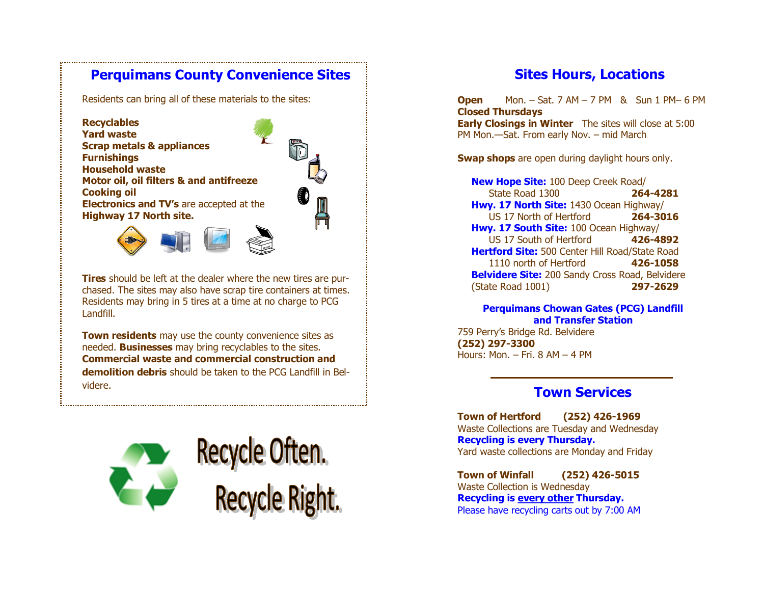## Perquimans County Convenience Sites

Residents can bring all of these materials to the sites:

**Recyclables**
**Yard waste**
**Scrap metals & appliances**
**Furnishings**
**Household waste**
**Motor oil, oil filters & and antifreeze**
**Cooking oil**
**Electronics and TV's** are accepted at the **Highway 17 North site.**

**Tires** should be left at the dealer where the new tires are purchased. The sites may also have scrap tire containers at times. Residents may bring in 5 tires at a time at no charge to PCG Landfill.

**Town residents** may use the county convenience sites as needed. **Businesses** may bring recyclables to the sites. **Commercial waste and commercial construction and demolition debris** should be taken to the PCG Landfill in Belvidere.

Recycle Often.
Recycle Right.

## Sites Hours, Locations

**Open** Mon. – Sat. 7 AM – 7 PM & Sun 1 PM– 6 PM
**Closed Thursdays**
**Early Closings in Winter** The sites will close at 5:00 PM Mon.—Sat. From early Nov. – mid March

**Swap shops** are open during daylight hours only.

**New Hope Site:** 100 Deep Creek Road/ State Road 1300 **264-4281**
**Hwy. 17 North Site:** 1430 Ocean Highway/ US 17 North of Hertford **264-3016**
**Hwy. 17 South Site:** 100 Ocean Highway/ US 17 South of Hertford **426-4892**
**Hertford Site:** 500 Center Hill Road/State Road 1110 north of Hertford **426-1058**
**Belvidere Site:** 200 Sandy Cross Road, Belvidere (State Road 1001) **297-2629**

**Perquimans Chowan Gates (PCG) Landfill and Transfer Station**
759 Perry's Bridge Rd. Belvidere
**(252) 297-3300**
Hours: Mon. – Fri. 8 AM – 4 PM

## Town Services

**Town of Hertford (252) 426-1969**
Waste Collections are Tuesday and Wednesday
**Recycling is every Thursday.**
Yard waste collections are Monday and Friday

**Town of Winfall (252) 426-5015**
Waste Collection is Wednesday
**Recycling is every other Thursday.**
Please have recycling carts out by 7:00 AM